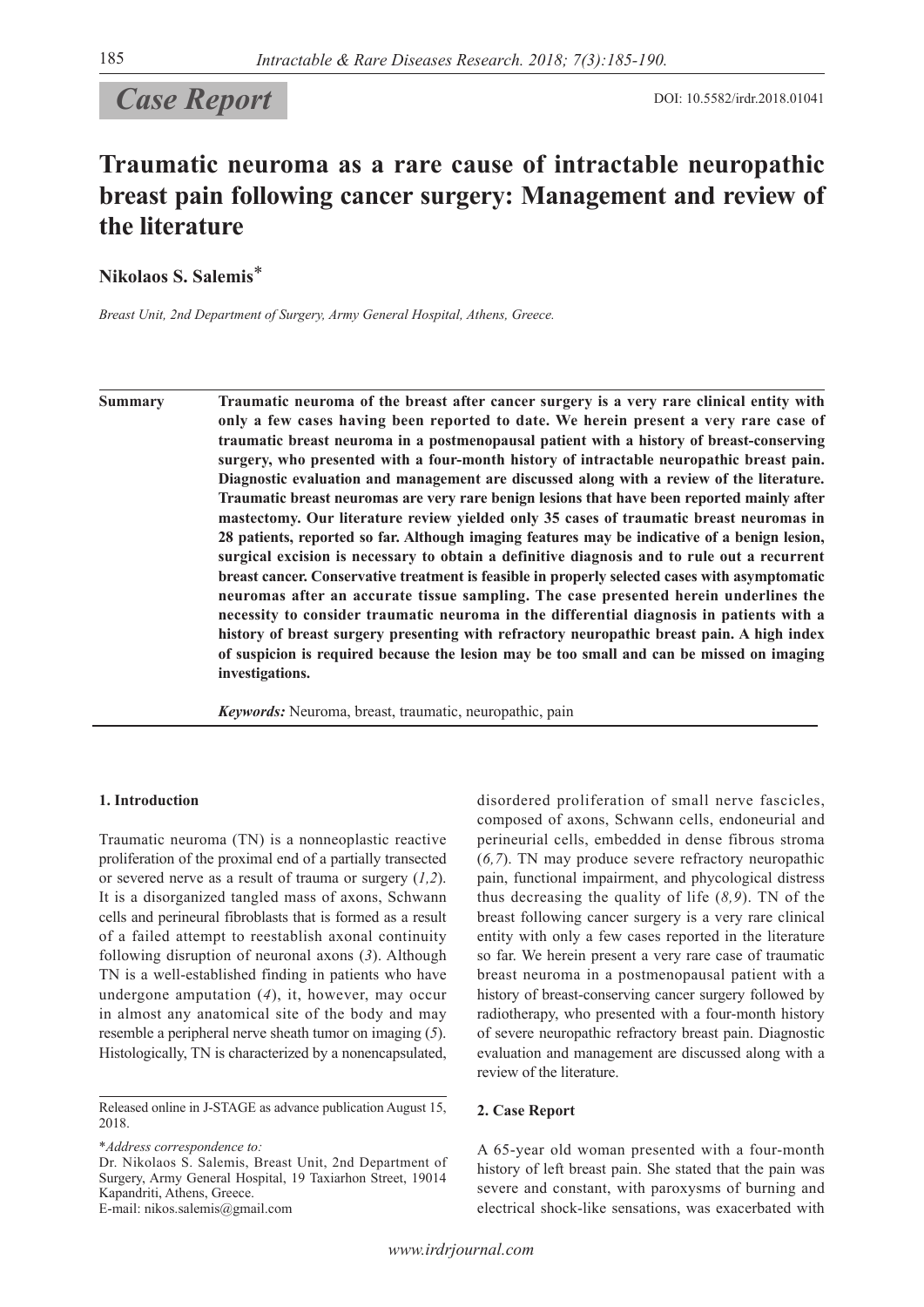*Case Report*

DOI: 10.5582/irdr.2018.01041

# Traumatic neuroma as a rare cause of intractable neuropathic breast pain following cancer surgery: Management and review of the literature

**Nikolaos S. Salemis***

*Breast Unit, 2nd Department of Surgery, Army General Hospital, Athens, Greece.*

**Summary** **Traumatic neuroma of the breast after cancer surgery is a very rare clinical entity with only a few cases having been reported to date. We herein present a very rare case of traumatic breast neuroma in a postmenopausal patient with a history of breast-conserving surgery, who presented with a four-month history of intractable neuropathic breast pain. Diagnostic evaluation and management are discussed along with a review of the literature. Traumatic breast neuromas are very rare benign lesions that have been reported mainly after mastectomy. Our literature review yielded only 35 cases of traumatic breast neuromas in 28 patients, reported so far. Although imaging features may be indicative of a benign lesion, surgical excision is necessary to obtain a definitive diagnosis and to rule out a recurrent breast cancer. Conservative treatment is feasible in properly selected cases with asymptomatic neuromas after an accurate tissue sampling. The case presented herein underlines the necessity to consider traumatic neuroma in the differential diagnosis in patients with a history of breast surgery presenting with refractory neuropathic breast pain. A high index of suspicion is required because the lesion may be too small and can be missed on imaging investigations.**

***Keywords:*** Neuroma, breast, traumatic, neuropathic, pain

## 1. Introduction

Traumatic neuroma (TN) is a nonneoplastic reactive proliferation of the proximal end of a partially transected or severed nerve as a result of trauma or surgery (*1,2*). It is a disorganized tangled mass of axons, Schwann cells and perineural fibroblasts that is formed as a result of a failed attempt to reestablish axonal continuity following disruption of neuronal axons (*3*). Although TN is a well-established finding in patients who have undergone amputation (*4*), it, however, may occur in almost any anatomical site of the body and may resemble a peripheral nerve sheath tumor on imaging (*5*). Histologically, TN is characterized by a nonencapsulated, disordered proliferation of small nerve fascicles, composed of axons, Schwann cells, endoneurial and perineurial cells, embedded in dense fibrous stroma (*6,7*). TN may produce severe refractory neuropathic pain, functional impairment, and phycological distress thus decreasing the quality of life (*8,9*). TN of the breast following cancer surgery is a very rare clinical entity with only a few cases reported in the literature so far. We herein present a very rare case of traumatic breast neuroma in a postmenopausal patient with a history of breast-conserving cancer surgery followed by radiotherapy, who presented with a four-month history of severe neuropathic refractory breast pain. Diagnostic evaluation and management are discussed along with a review of the literature.

## 2. Case Report

A 65-year old woman presented with a four-month history of left breast pain. She stated that the pain was severe and constant, with paroxysms of burning and electrical shock-like sensations, was exacerbated with

Released online in J-STAGE as advance publication August 15, 2018.

**Address correspondence to:*
Dr. Nikolaos S. Salemis, Breast Unit, 2nd Department of Surgery, Army General Hospital, 19 Taxiarhon Street, 19014 Kapandriti, Athens, Greece.
E-mail: nikos.salemis@gmail.com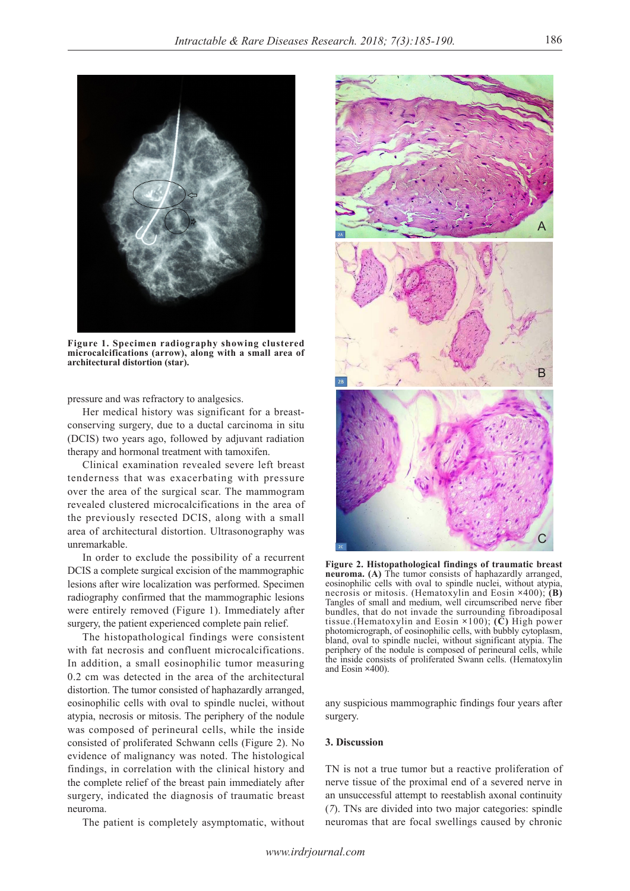**Figure 1. Specimen radiography showing clustered microcalcifications (arrow), along with a small area of architectural distortion (star).**

pressure and was refractory to analgesics.

Her medical history was significant for a breast-conserving surgery, due to a ductal carcinoma in situ (DCIS) two years ago, followed by adjuvant radiation therapy and hormonal treatment with tamoxifen.

Clinical examination revealed severe left breast tenderness that was exacerbating with pressure over the area of the surgical scar. The mammogram revealed clustered microcalcifications in the area of the previously resected DCIS, along with a small area of architectural distortion. Ultrasonography was unremarkable.

In order to exclude the possibility of a recurrent DCIS a complete surgical excision of the mammographic lesions after wire localization was performed. Specimen radiography confirmed that the mammographic lesions were entirely removed (Figure 1). Immediately after surgery, the patient experienced complete pain relief.

The histopathological findings were consistent with fat necrosis and confluent microcalcifications. In addition, a small eosinophilic tumor measuring 0.2 cm was detected in the area of the architectural distortion. The tumor consisted of haphazardly arranged, eosinophilic cells with oval to spindle nuclei, without atypia, necrosis or mitosis. The periphery of the nodule was composed of perineural cells, while the inside consisted of proliferated Schwann cells (Figure 2). No evidence of malignancy was noted. The histological findings, in correlation with the clinical history and the complete relief of the breast pain immediately after surgery, indicated the diagnosis of traumatic breast neuroma.

The patient is completely asymptomatic, without any suspicious mammographic findings four years after surgery.

**Figure 2. Histopathological findings of traumatic breast neuroma. (A)** The tumor consists of haphazardly arranged, eosinophilic cells with oval to spindle nuclei, without atypia, necrosis or mitosis. (Hematoxylin and Eosin ×400); **(B)** Tangles of small and medium, well circumscribed nerve fiber bundles, that do not invade the surrounding fibroadiposal tissue.(Hematoxylin and Eosin ×100); **(C)** High power photomicrograph, of eosinophilic cells, with bubbly cytoplasm, bland, oval to spindle nuclei, without significant atypia. The periphery of the nodule is composed of perineural cells, while the inside consists of proliferated Swann cells. (Hematoxylin and Eosin ×400).

## 3. Discussion

TN is not a true tumor but a reactive proliferation of nerve tissue of the proximal end of a severed nerve in an unsuccessful attempt to reestablish axonal continuity (*7*). TNs are divided into two major categories: spindle neuromas that are focal swellings caused by chronic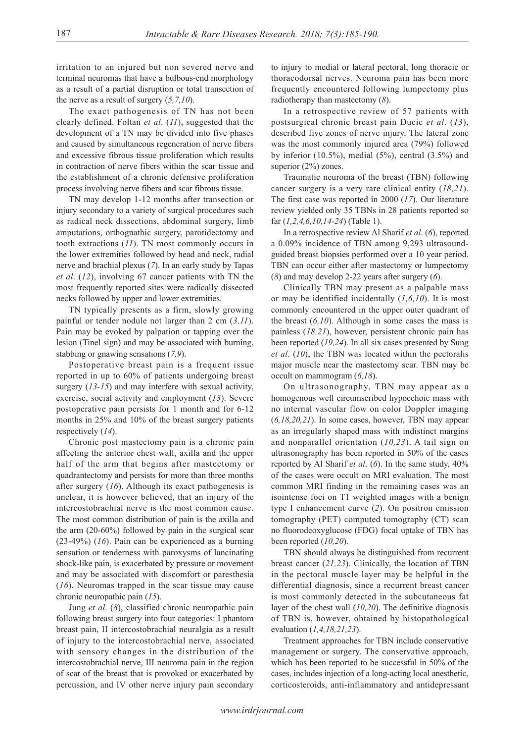irritation to an injured but non severed nerve and terminal neuromas that have a bulbous-end morphology as a result of a partial disruption or total transection of the nerve as a result of surgery (*5,7,10*).

The exact pathogenesis of TN has not been clearly defined. Foltan *et al*. (*11*), suggested that the development of a TN may be divided into five phases and caused by simultaneous regeneration of nerve fibers and excessive fibrous tissue proliferation which results in contraction of nerve fibers within the scar tissue and the establishment of a chronic defensive proliferation process involving nerve fibers and scar fibrous tissue.

TN may develop 1-12 months after transection or injury secondary to a variety of surgical procedures such as radical neck dissections, abdominal surgery, limb amputations, orthognathic surgery, parotidectomy and tooth extractions (*11*). TN most commonly occurs in the lower extremities followed by head and neck, radial nerve and brachial plexus (*7*). In an early study by Tapas *et al*. (*12*), involving 67 cancer patients with TN the most frequently reported sites were radically dissected necks followed by upper and lower extremities.

TN typically presents as a firm, slowly growing painful or tender nodule not larger than 2 cm (*3,11*). Pain may be evoked by palpation or tapping over the lesion (Tinel sign) and may be associated with burning, stabbing or gnawing sensations (*7,9*).

Postoperative breast pain is a frequent issue reported in up to 60% of patients undergoing breast surgery (*13-15*) and may interfere with sexual activity, exercise, social activity and employment (*13*). Severe postoperative pain persists for 1 month and for 6-12 months in 25% and 10% of the breast surgery patients respectively (*14*).

Chronic post mastectomy pain is a chronic pain affecting the anterior chest wall, axilla and the upper half of the arm that begins after mastectomy or quadrantectomy and persists for more than three months after surgery (*16*). Although its exact pathogenesis is unclear, it is however believed, that an injury of the intercostobrachial nerve is the most common cause. The most common distribution of pain is the axilla and the arm (20-60%) followed by pain in the surgical scar (23-49%) (*16*). Pain can be experienced as a burning sensation or tenderness with paroxysms of lancinating shock-like pain, is exacerbated by pressure or movement and may be associated with discomfort or paresthesia (*16*). Neuromas trapped in the scar tissue may cause chronic neuropathic pain (*15*).

Jung *et al*. (*8*), classified chronic neuropathic pain following breast surgery into four categories: I phantom breast pain, II intercostobrachial neuralgia as a result of injury to the intercostobrachial nerve, associated with sensory changes in the distribution of the intercostobrachial nerve, III neuroma pain in the region of scar of the breast that is provoked or exacerbated by percussion, and IV other nerve injury pain secondary to injury to medial or lateral pectoral, long thoracic or thoracodorsal nerves. Neuroma pain has been more frequently encountered following lumpectomy plus radiotherapy than mastectomy (*8*).

In a retrospective review of 57 patients with postsurgical chronic breast pain Ducic *et al*. (*13*), described five zones of nerve injury. The lateral zone was the most commonly injured area (79%) followed by inferior (10.5%), medial (5%), central (3.5%) and superior (2%) zones.

Traumatic neuroma of the breast (TBN) following cancer surgery is a very rare clinical entity (*18,21*). The first case was reported in 2000 (*17*). Our literature review yielded only 35 TBNs in 28 patients reported so far (*1,2,4,6,10,14-24*) (Table 1).

In a retrospective review Al Sharif *et al*. (*6*), reported a 0.09% incidence of TBN among 9,293 ultrasound-guided breast biopsies performed over a 10 year period. TBN can occur either after mastectomy or lumpectomy (*8*) and may develop 2-22 years after surgery (*6*).

Clinically TBN may present as a palpable mass or may be identified incidentally (*1,6,10*). It is most commonly encountered in the upper outer quadrant of the breast (*6,10*). Although in some cases the mass is painless (*18,21*), however, persistent chronic pain has been reported (*19,24*). In all six cases presented by Sung *et al*. (*10*), the TBN was located within the pectoralis major muscle near the mastectomy scar. TBN may be occult on mammogram (*6,18*).

On ultrasonography, TBN may appear as a homogenous well circumscribed hypoechoic mass with no internal vascular flow on color Doppler imaging (*6,18,20,21*). In some cases, however, TBN may appear as an irregularly shaped mass with indistinct margins and nonparallel orientation (*10,23*). A tail sign on ultrasonography has been reported in 50% of the cases reported by Al Sharif *et al*. (*6*). In the same study, 40% of the cases were occult on MRI evaluation. The most common MRI finding in the remaining cases was an isointense foci on T1 weighted images with a benign type I enhancement curve (*2*). On positron emission tomography (PET) computed tomography (CT) scan no fluorodeoxyglucose (FDG) focal uptake of TBN has been reported (*10,20*).

TBN should always be distinguished from recurrent breast cancer (*21,23*). Clinically, the location of TBN in the pectoral muscle layer may be helpful in the differential diagnosis, since a recurrent breast cancer is most commonly detected in the subcutaneous fat layer of the chest wall (*10,20*). The definitive diagnosis of TBN is, however, obtained by histopathological evaluation (*1,4,18,21,23*).

Treatment approaches for TBN include conservative management or surgery. The conservative approach, which has been reported to be successful in 50% of the cases, includes injection of a long-acting local anesthetic, corticosteroids, anti-inflammatory and antidepressant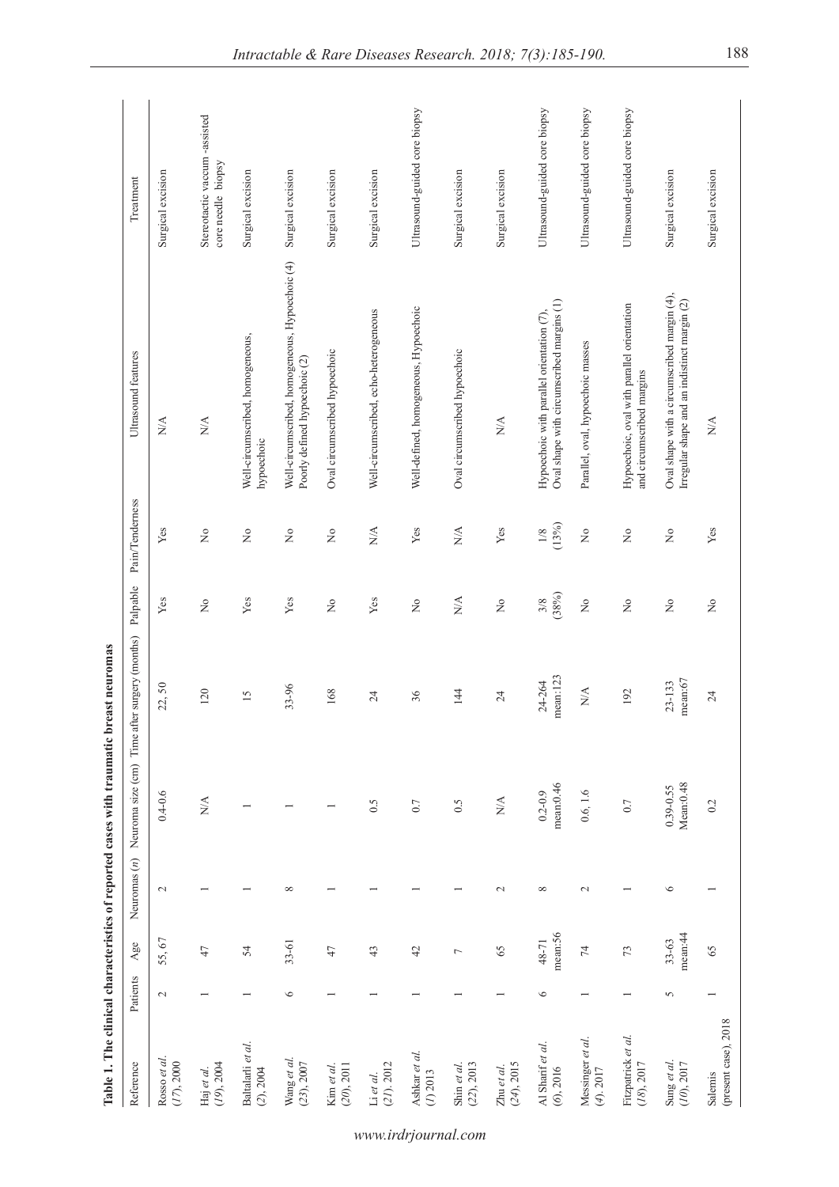**Table 1. The clinical characteristics of reported cases with traumatic breast neuromas**

| Reference | Patients | Age | Neuromas (n) | Neuroma size (cm) | Time after surgery (months) | Palpable | Pain/Tenderness | Ultrasound features | Treatment |
|---|---|---|---|---|---|---|---|---|---|
| Rosso *et al.* (*17*), 2000 | 2 | 55, 67 | 2 | 0.4-0.6 | 22, 50 | Yes | Yes | N/A | Surgical excision |
| Haj *et al.* (*19*), 2004 | 1 | 47 | 1 | N/A | 120 | No | No | N/A | Stereotactic vaccum -assisted core needle biopsy |
| Baltalarli *et al.* (*2*), 2004 | 1 | 54 | 1 | 1 | 15 | Yes | No | Well-circumscribed, homogeneous, hypoechoic | Surgical excision |
| Wang *et al.* (*23*), 2007 | 6 | 33-61 | 8 | 1 | 33-96 | Yes | No | Well-circumscribed, homogeneous, Hypoechoic (4) Poorly defined hypoechoic (2) | Surgical excision |
| Kim *et al.* (*20*), 2011 | 1 | 47 | 1 | 1 | 168 | No | No | Oval circumscribed hypoechoic | Surgical excision |
| Li *et al.* (*21*), 2012 | 1 | 43 | 1 | 0.5 | 24 | Yes | N/A | Well-circumscribed, echo-heterogeneous | Surgical excision |
| Ashkar *et al.* (*1*) 2013 | 1 | 42 | 1 | 0.7 | 36 | No | Yes | Well-defined, homogeneous, Hypoechoic | Ultrasound-guided core biopsy |
| Shin *et al.* (*22*), 2013 | 1 | 7 | 1 | 0.5 | 144 | N/A | N/A | Oval circumscribed hypoechoic | Surgical excision |
| Zhu *et al.* (*24*), 2015 | 1 | 65 | 2 | N/A | 24 | No | Yes | N/A | Surgical excision |
| Al Sharif *et al.* (*6*), 2016 | 6 | 48-71 mean:56 | 8 | 0.2-0.9 mean:0.46 | 24-264 mean:123 | 3/8 (38%) | 1/8 (13%) | Hypoechoic with parallel orientation (7), Oval shape with circumscribed margins (1) | Ultrasound-guided core biopsy |
| Messinger *et al.* (*4*), 2017 | 1 | 74 | 2 | 0.6, 1.6 | N/A | No | No | Parallel, oval, hypoechoic masses | Ultrasound-guided core biopsy |
| Fitzpatrick *et al.* (*18*), 2017 | 1 | 73 | 1 | 0.7 | 192 | No | No | Hypoechoic, oval with parallel orientation and circumscribed margins | Ultrasound-guided core biopsy |
| Sung *et al.* (*10*), 2017 | 5 | 33-63 mean:44 | 6 | 0.39-0.55 Mean:0.48 | 23-133 mean:67 | No | No | Oval shape with a circumscribed margin (4), Irregular shape and an indistinct margin (2) | Surgical excision |
| Salemis (present case), 2018 | 1 | 65 | 1 | 0.2 | 24 | No | Yes | N/A | Surgical excision |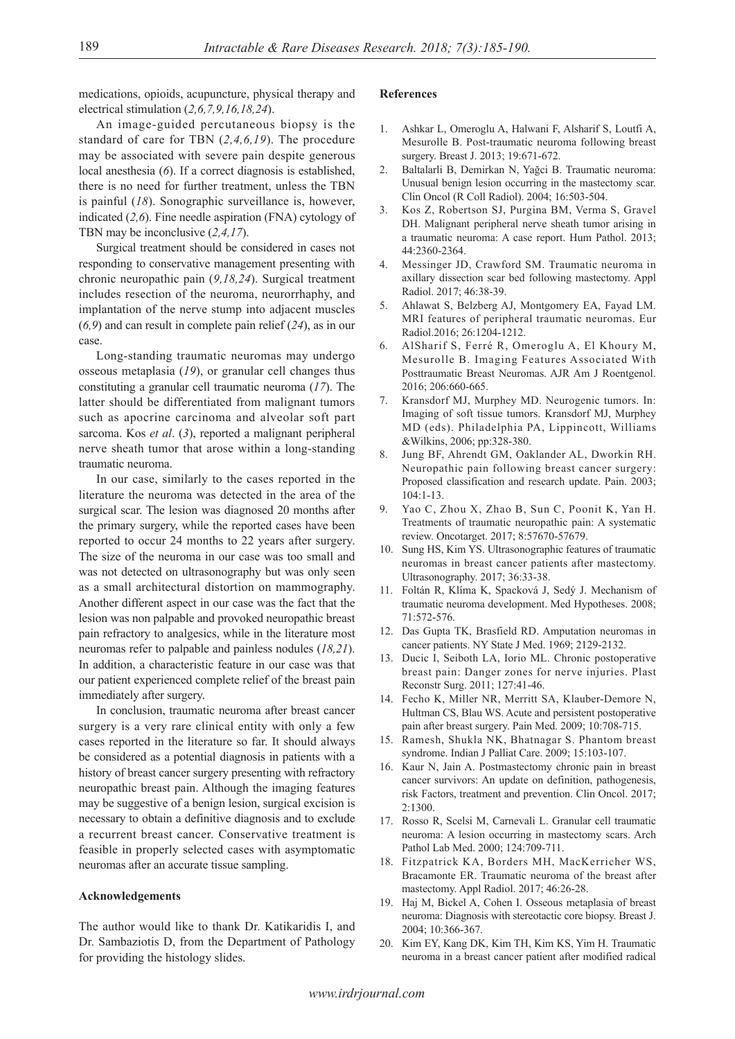medications, opioids, acupuncture, physical therapy and electrical stimulation (*2,6,7,9,16,18,24*).

An image-guided percutaneous biopsy is the standard of care for TBN (*2,4,6,19*). The procedure may be associated with severe pain despite generous local anesthesia (*6*). If a correct diagnosis is established, there is no need for further treatment, unless the TBN is painful (*18*). Sonographic surveillance is, however, indicated (*2,6*). Fine needle aspiration (FNA) cytology of TBN may be inconclusive (*2,4,17*).

Surgical treatment should be considered in cases not responding to conservative management presenting with chronic neuropathic pain (*9,18,24*). Surgical treatment includes resection of the neuroma, neurorrhaphy, and implantation of the nerve stump into adjacent muscles (*6,9*) and can result in complete pain relief (*24*), as in our case.

Long-standing traumatic neuromas may undergo osseous metaplasia (*19*), or granular cell changes thus constituting a granular cell traumatic neuroma (*17*). The latter should be differentiated from malignant tumors such as apocrine carcinoma and alveolar soft part sarcoma. Kos *et al*. (*3*), reported a malignant peripheral nerve sheath tumor that arose within a long-standing traumatic neuroma.

In our case, similarly to the cases reported in the literature the neuroma was detected in the area of the surgical scar. The lesion was diagnosed 20 months after the primary surgery, while the reported cases have been reported to occur 24 months to 22 years after surgery. The size of the neuroma in our case was too small and was not detected on ultrasonography but was only seen as a small architectural distortion on mammography. Another different aspect in our case was the fact that the lesion was non palpable and provoked neuropathic breast pain refractory to analgesics, while in the literature most neuromas refer to palpable and painless nodules (*18,21*). In addition, a characteristic feature in our case was that our patient experienced complete relief of the breast pain immediately after surgery.

In conclusion, traumatic neuroma after breast cancer surgery is a very rare clinical entity with only a few cases reported in the literature so far. It should always be considered as a potential diagnosis in patients with a history of breast cancer surgery presenting with refractory neuropathic breast pain. Although the imaging features may be suggestive of a benign lesion, surgical excision is necessary to obtain a definitive diagnosis and to exclude a recurrent breast cancer. Conservative treatment is feasible in properly selected cases with asymptomatic neuromas after an accurate tissue sampling.

#### Acknowledgements

The author would like to thank Dr. Katikaridis I, and Dr. Sambaziotis D, from the Department of Pathology for providing the histology slides.

#### References

1. Ashkar L, Omeroglu A, Halwani F, Alsharif S, Loutfi A, Mesurolle B. Post-traumatic neuroma following breast surgery. Breast J. 2013; 19:671-672.
2. Baltalarli B, Demirkan N, Yağci B. Traumatic neuroma: Unusual benign lesion occurring in the mastectomy scar. Clin Oncol (R Coll Radiol). 2004; 16:503-504.
3. Kos Z, Robertson SJ, Purgina BM, Verma S, Gravel DH. Malignant peripheral nerve sheath tumor arising in a traumatic neuroma: A case report. Hum Pathol. 2013; 44:2360-2364.
4. Messinger JD, Crawford SM. Traumatic neuroma in axillary dissection scar bed following mastectomy. Appl Radiol. 2017; 46:38-39.
5. Ahlawat S, Belzberg AJ, Montgomery EA, Fayad LM. MRI features of peripheral traumatic neuromas. Eur Radiol.2016; 26:1204-1212.
6. AlSharif S, Ferré R, Omeroglu A, El Khoury M, Mesurolle B. Imaging Features Associated With Posttraumatic Breast Neuromas. AJR Am J Roentgenol. 2016; 206:660-665.
7. Kransdorf MJ, Murphey MD. Neurogenic tumors. In: Imaging of soft tissue tumors. Kransdorf MJ, Murphey MD (eds). Philadelphia PA, Lippincott, Williams &Wilkins, 2006; pp:328-380.
8. Jung BF, Ahrendt GM, Oaklander AL, Dworkin RH. Neuropathic pain following breast cancer surgery: Proposed classification and research update. Pain. 2003; 104:1-13.
9. Yao C, Zhou X, Zhao B, Sun C, Poonit K, Yan H. Treatments of traumatic neuropathic pain: A systematic review. Oncotarget. 2017; 8:57670-57679.
10. Sung HS, Kim YS. Ultrasonographic features of traumatic neuromas in breast cancer patients after mastectomy. Ultrasonography. 2017; 36:33-38.
11. Foltán R, Klíma K, Spacková J, Sedý J. Mechanism of traumatic neuroma development. Med Hypotheses. 2008; 71:572-576.
12. Das Gupta TK, Brasfield RD. Amputation neuromas in cancer patients. NY State J Med. 1969; 2129-2132.
13. Ducic I, Seiboth LA, Iorio ML. Chronic postoperative breast pain: Danger zones for nerve injuries. Plast Reconstr Surg. 2011; 127:41-46.
14. Fecho K, Miller NR, Merritt SA, Klauber-Demore N, Hultman CS, Blau WS. Acute and persistent postoperative pain after breast surgery. Pain Med. 2009; 10:708-715.
15. Ramesh, Shukla NK, Bhatnagar S. Phantom breast syndrome. Indian J Palliat Care. 2009; 15:103-107.
16. Kaur N, Jain A. Postmastectomy chronic pain in breast cancer survivors: An update on definition, pathogenesis, risk Factors, treatment and prevention. Clin Oncol. 2017; 2:1300.
17. Rosso R, Scelsi M, Carnevali L. Granular cell traumatic neuroma: A lesion occurring in mastectomy scars. Arch Pathol Lab Med. 2000; 124:709-711.
18. Fitzpatrick KA, Borders MH, MacKerricher WS, Bracamonte ER. Traumatic neuroma of the breast after mastectomy. Appl Radiol. 2017; 46:26-28.
19. Haj M, Bickel A, Cohen I. Osseous metaplasia of breast neuroma: Diagnosis with stereotactic core biopsy. Breast J. 2004; 10:366-367.
20. Kim EY, Kang DK, Kim TH, Kim KS, Yim H. Traumatic neuroma in a breast cancer patient after modified radical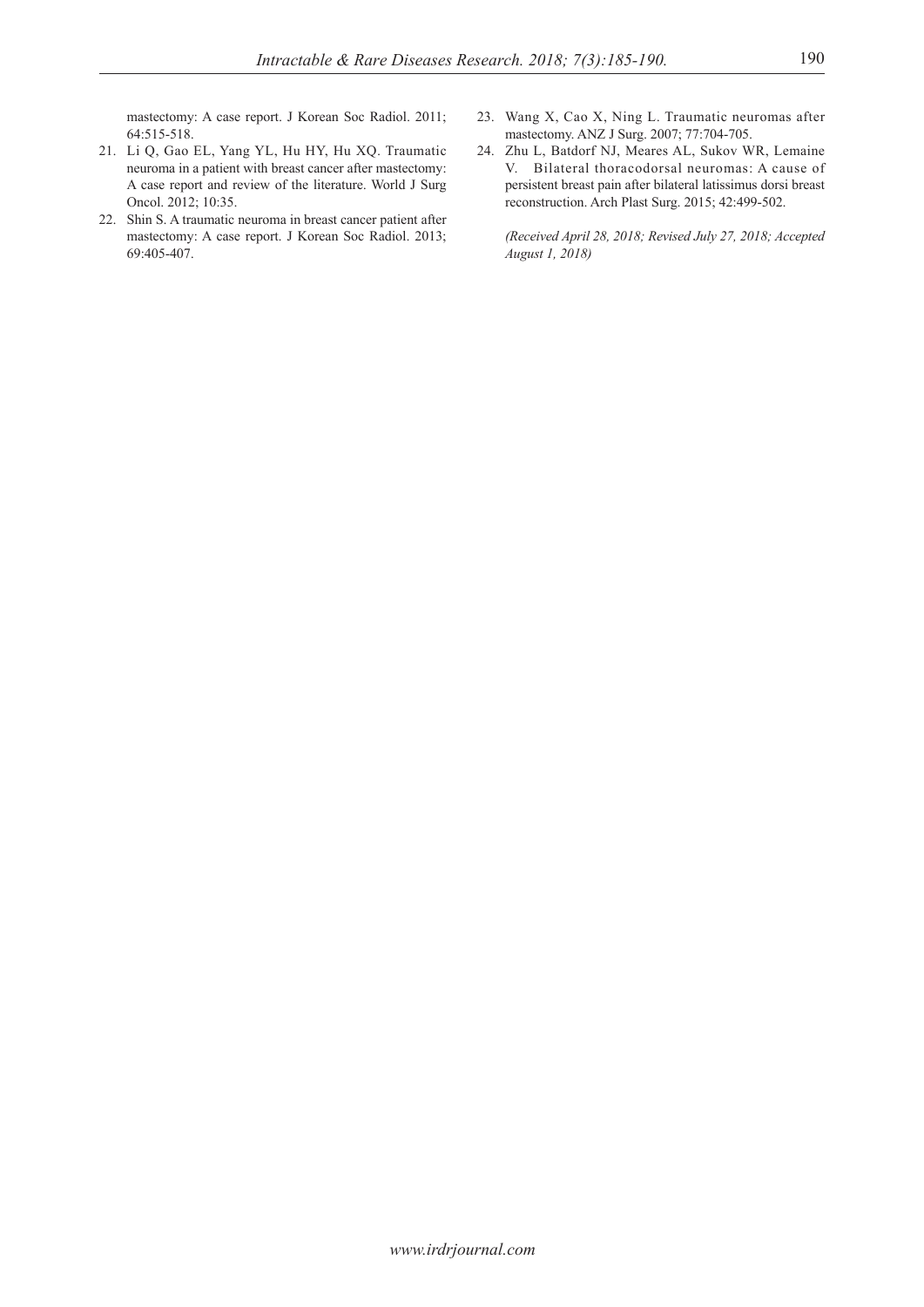mastectomy: A case report. J Korean Soc Radiol. 2011; 64:515-518.

21. Li Q, Gao EL, Yang YL, Hu HY, Hu XQ. Traumatic neuroma in a patient with breast cancer after mastectomy: A case report and review of the literature. World J Surg Oncol. 2012; 10:35.
22. Shin S. A traumatic neuroma in breast cancer patient after mastectomy: A case report. J Korean Soc Radiol. 2013; 69:405-407.
23. Wang X, Cao X, Ning L. Traumatic neuromas after mastectomy. ANZ J Surg. 2007; 77:704-705.
24. Zhu L, Batdorf NJ, Meares AL, Sukov WR, Lemaine V. Bilateral thoracodorsal neuromas: A cause of persistent breast pain after bilateral latissimus dorsi breast reconstruction. Arch Plast Surg. 2015; 42:499-502.

*(Received April 28, 2018; Revised July 27, 2018; Accepted August 1, 2018)*